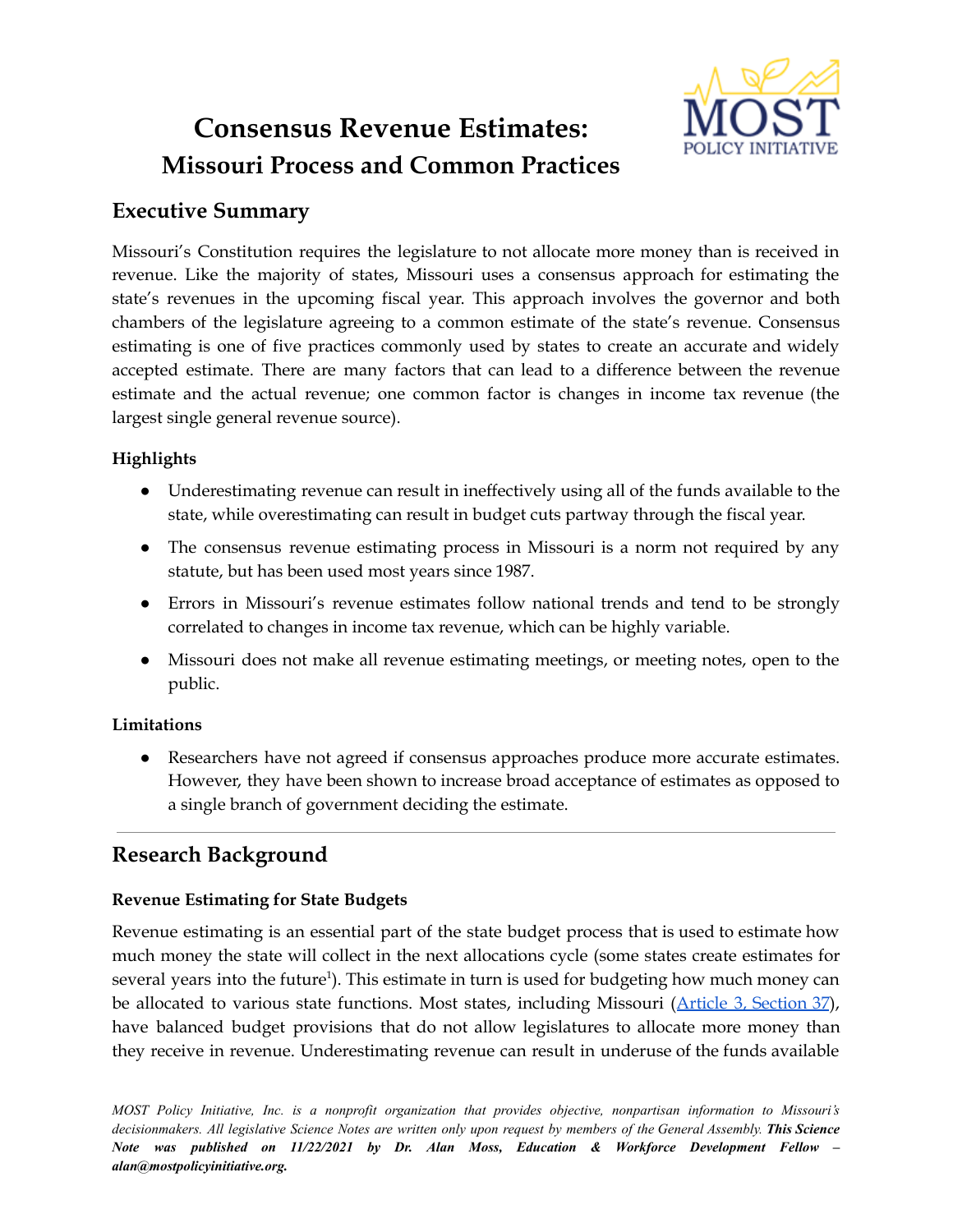# Consensus Revenue Estimates: Missouri Process and Common Practices

## Executive Summary

Missouri's Constitution requires the legislature to not allocate more money than is received in revenue. Like the majority of states, Missouri uses a consensus approach for estimating the state's revenues in the upcoming fiscal year. This approach involves the governor and both chambers of the legislature agreeing to a common estimate of the state's revenue. Consensus estimating is one of five practices commonly used by states to create an accurate and widely accepted estimate. There are many factors that can lead to a difference between the revenue estimate and the actual revenue; one common factor is changes in income tax revenue (the largest single general revenue source).

### Highlights

- Underestimating revenue can result in ineffectively using all of the funds available to the state, while overestimating can result in budget cuts partway through the fiscal year.
- The consensus revenue estimating process in Missouri is a norm not required by any statute, but has been used most years since 1987.
- Errors in Missouri's revenue estimates follow national trends and tend to be strongly correlated to changes in income tax revenue, which can be highly variable.
- Missouri does not make all revenue estimating meetings, or meeting notes, open to the public.

### Limitations

- Researchers have not agreed if consensus approaches produce more accurate estimates. However, they have been shown to increase broad acceptance of estimates as opposed to a single branch of government deciding the estimate.

---

## Research Background

### Revenue Estimating for State Budgets

Revenue estimating is an essential part of the state budget process that is used to estimate how much money the state will collect in the next allocations cycle (some states create estimates for several years into the future[1]). This estimate in turn is used for budgeting how much money can be allocated to various state functions. Most states, including Missouri ([Article 3, Section 37](#)), have balanced budget provisions that do not allow legislatures to allocate more money than they receive in revenue. Underestimating revenue can result in underuse of the funds available

*MOST Policy Initiative, Inc. is a nonprofit organization that provides objective, nonpartisan information to Missouri's decisionmakers. All legislative Science Notes are written only upon request by members of the General Assembly.* ***This Science Note was published on 11/22/2021 by Dr. Alan Moss, Education & Workforce Development Fellow – alan@mostpolicyinitiative.org.***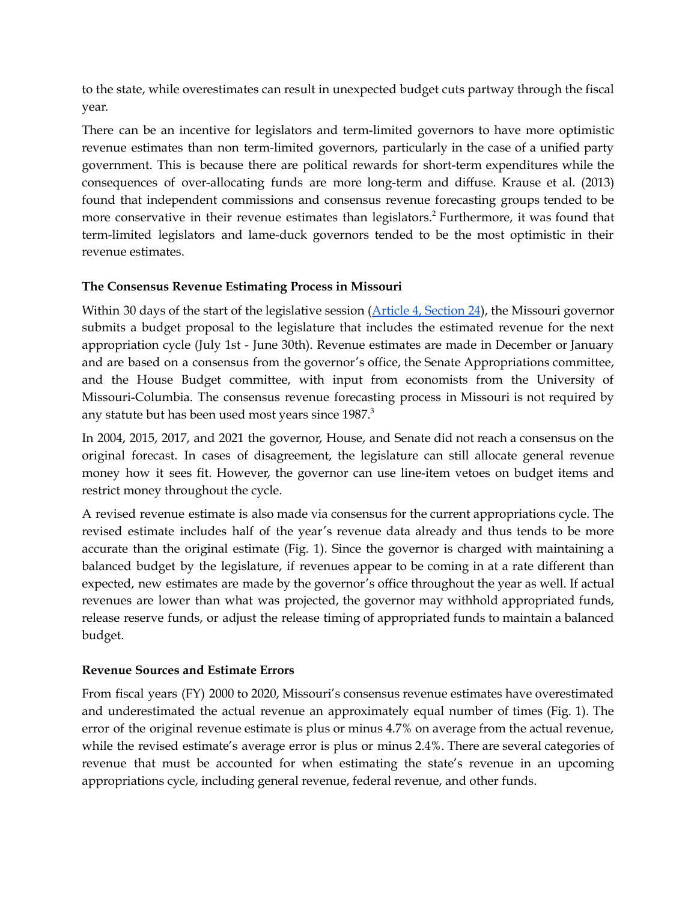to the state, while overestimates can result in unexpected budget cuts partway through the fiscal year.

There can be an incentive for legislators and term-limited governors to have more optimistic revenue estimates than non term-limited governors, particularly in the case of a unified party government. This is because there are political rewards for short-term expenditures while the consequences of over-allocating funds are more long-term and diffuse. Krause et al. (2013) found that independent commissions and consensus revenue forecasting groups tended to be more conservative in their revenue estimates than legislators.[2] Furthermore, it was found that term-limited legislators and lame-duck governors tended to be the most optimistic in their revenue estimates.

### The Consensus Revenue Estimating Process in Missouri

Within 30 days of the start of the legislative session ([Article 4, Section 24]), the Missouri governor submits a budget proposal to the legislature that includes the estimated revenue for the next appropriation cycle (July 1st - June 30th). Revenue estimates are made in December or January and are based on a consensus from the governor's office, the Senate Appropriations committee, and the House Budget committee, with input from economists from the University of Missouri-Columbia. The consensus revenue forecasting process in Missouri is not required by any statute but has been used most years since 1987.[3]

In 2004, 2015, 2017, and 2021 the governor, House, and Senate did not reach a consensus on the original forecast. In cases of disagreement, the legislature can still allocate general revenue money how it sees fit. However, the governor can use line-item vetoes on budget items and restrict money throughout the cycle.

A revised revenue estimate is also made via consensus for the current appropriations cycle. The revised estimate includes half of the year's revenue data already and thus tends to be more accurate than the original estimate (Fig. 1). Since the governor is charged with maintaining a balanced budget by the legislature, if revenues appear to be coming in at a rate different than expected, new estimates are made by the governor's office throughout the year as well. If actual revenues are lower than what was projected, the governor may withhold appropriated funds, release reserve funds, or adjust the release timing of appropriated funds to maintain a balanced budget.

### Revenue Sources and Estimate Errors

From fiscal years (FY) 2000 to 2020, Missouri's consensus revenue estimates have overestimated and underestimated the actual revenue an approximately equal number of times (Fig. 1). The error of the original revenue estimate is plus or minus 4.7% on average from the actual revenue, while the revised estimate's average error is plus or minus 2.4%. There are several categories of revenue that must be accounted for when estimating the state's revenue in an upcoming appropriations cycle, including general revenue, federal revenue, and other funds.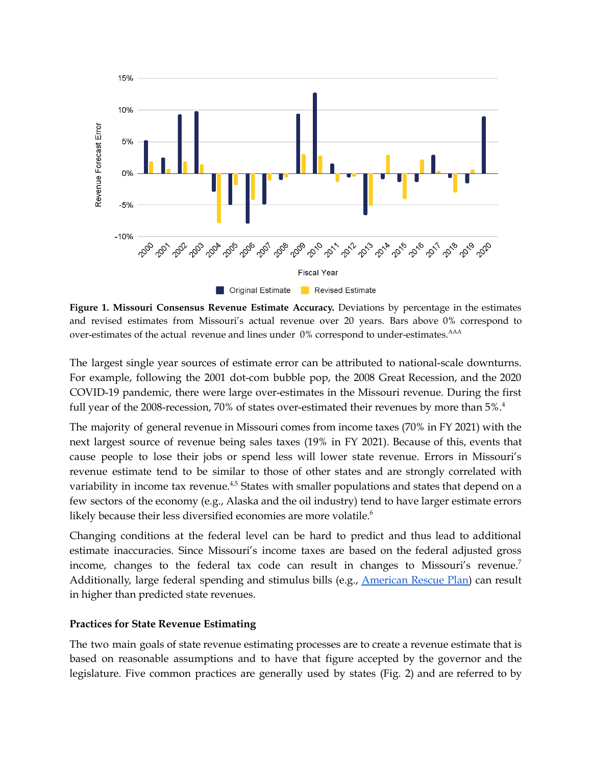**Figure 1. Missouri Consensus Revenue Estimate Accuracy.** Deviations by percentage in the estimates and revised estimates from Missouri's actual revenue over 20 years. Bars above 0% correspond to over-estimates of the actual revenue and lines under 0% correspond to under-estimates.[AAA]

The largest single year sources of estimate error can be attributed to national-scale downturns. For example, following the 2001 dot-com bubble pop, the 2008 Great Recession, and the 2020 COVID-19 pandemic, there were large over-estimates in the Missouri revenue. During the first full year of the 2008-recession, 70% of states over-estimated their revenues by more than 5%.[4]

The majority of general revenue in Missouri comes from income taxes (70% in FY 2021) with the next largest source of revenue being sales taxes (19% in FY 2021). Because of this, events that cause people to lose their jobs or spend less will lower state revenue. Errors in Missouri's revenue estimate tend to be similar to those of other states and are strongly correlated with variability in income tax revenue.[4,5] States with smaller populations and states that depend on a few sectors of the economy (e.g., Alaska and the oil industry) tend to have larger estimate errors likely because their less diversified economies are more volatile.[6]

Changing conditions at the federal level can be hard to predict and thus lead to additional estimate inaccuracies. Since Missouri's income taxes are based on the federal adjusted gross income, changes to the federal tax code can result in changes to Missouri's revenue.[7] Additionally, large federal spending and stimulus bills (e.g., American Rescue Plan) can result in higher than predicted state revenues.

### Practices for State Revenue Estimating

The two main goals of state revenue estimating processes are to create a revenue estimate that is based on reasonable assumptions and to have that figure accepted by the governor and the legislature. Five common practices are generally used by states (Fig. 2) and are referred to by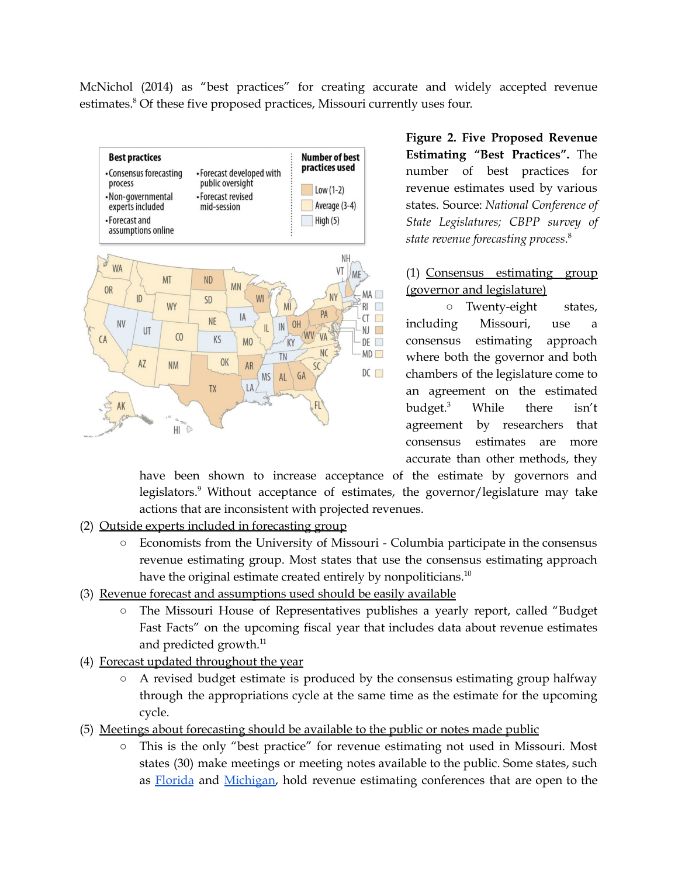McNichol (2014) as "best practices" for creating accurate and widely accepted revenue estimates.[8] Of these five proposed practices, Missouri currently uses four.

**Figure 2. Five Proposed Revenue Estimating "Best Practices".** The number of best practices for revenue estimates used by various states. Source: *National Conference of State Legislatures; CBPP survey of state revenue forecasting process*.[8]

(1) Consensus estimating group (governor and legislature)

- Twenty-eight states, including Missouri, use a consensus estimating approach where both the governor and both chambers of the legislature come to an agreement on the estimated budget.[3] While there isn't agreement by researchers that consensus estimates are more accurate than other methods, they have been shown to increase acceptance of the estimate by governors and legislators.[9] Without acceptance of estimates, the governor/legislature may take actions that are inconsistent with projected revenues.

(2) Outside experts included in forecasting group

- Economists from the University of Missouri - Columbia participate in the consensus revenue estimating group. Most states that use the consensus estimating approach have the original estimate created entirely by nonpoliticians.[10]

(3) Revenue forecast and assumptions used should be easily available

- The Missouri House of Representatives publishes a yearly report, called "Budget Fast Facts" on the upcoming fiscal year that includes data about revenue estimates and predicted growth.[11]

(4) Forecast updated throughout the year

- A revised budget estimate is produced by the consensus estimating group halfway through the appropriations cycle at the same time as the estimate for the upcoming cycle.

(5) Meetings about forecasting should be available to the public or notes made public

- This is the only "best practice" for revenue estimating not used in Missouri. Most states (30) make meetings or meeting notes available to the public. Some states, such as Florida and Michigan, hold revenue estimating conferences that are open to the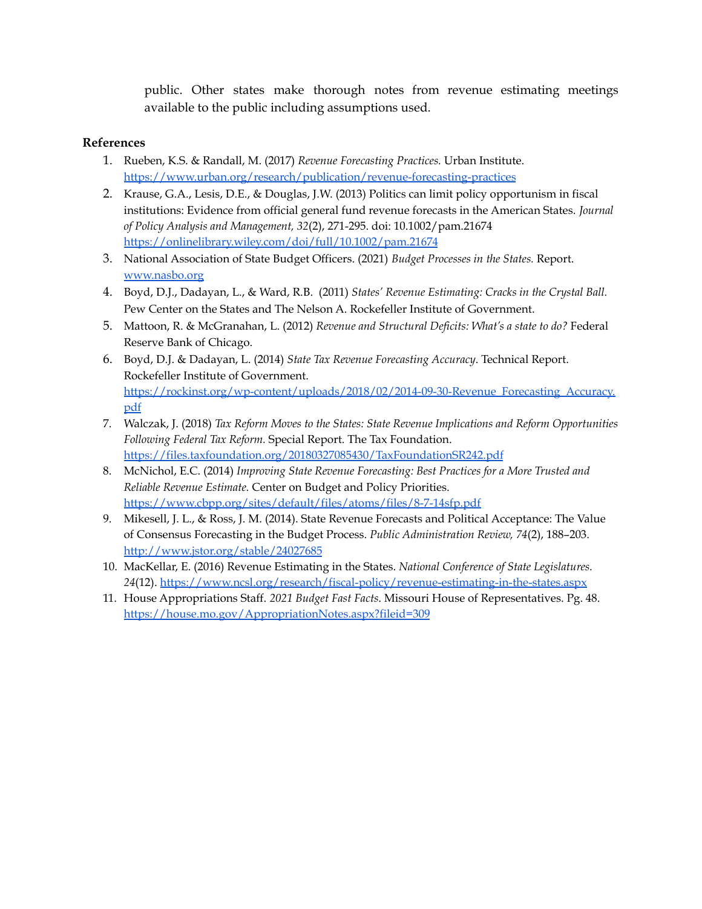public. Other states make thorough notes from revenue estimating meetings available to the public including assumptions used.

**References**

1. Rueben, K.S. & Randall, M. (2017) *Revenue Forecasting Practices.* Urban Institute. https://www.urban.org/research/publication/revenue-forecasting-practices
2. Krause, G.A., Lesis, D.E., & Douglas, J.W. (2013) Politics can limit policy opportunism in fiscal institutions: Evidence from official general fund revenue forecasts in the American States. *Journal of Policy Analysis and Management, 32*(2), 271-295. doi: 10.1002/pam.21674 https://onlinelibrary.wiley.com/doi/full/10.1002/pam.21674
3. National Association of State Budget Officers. (2021) *Budget Processes in the States.* Report. www.nasbo.org
4. Boyd, D.J., Dadayan, L., & Ward, R.B. (2011) *States' Revenue Estimating: Cracks in the Crystal Ball.* Pew Center on the States and The Nelson A. Rockefeller Institute of Government.
5. Mattoon, R. & McGranahan, L. (2012) *Revenue and Structural Deficits: What's a state to do?* Federal Reserve Bank of Chicago.
6. Boyd, D.J. & Dadayan, L. (2014) *State Tax Revenue Forecasting Accuracy*. Technical Report. Rockefeller Institute of Government. https://rockinst.org/wp-content/uploads/2018/02/2014-09-30-Revenue_Forecasting_Accuracy.pdf
7. Walczak, J. (2018) *Tax Reform Moves to the States: State Revenue Implications and Reform Opportunities Following Federal Tax Reform.* Special Report. The Tax Foundation. https://files.taxfoundation.org/20180327085430/TaxFoundationSR242.pdf
8. McNichol, E.C. (2014) *Improving State Revenue Forecasting: Best Practices for a More Trusted and Reliable Revenue Estimate.* Center on Budget and Policy Priorities. https://www.cbpp.org/sites/default/files/atoms/files/8-7-14sfp.pdf
9. Mikesell, J. L., & Ross, J. M. (2014). State Revenue Forecasts and Political Acceptance: The Value of Consensus Forecasting in the Budget Process. *Public Administration Review, 74*(2), 188–203. http://www.jstor.org/stable/24027685
10. MacKellar, E. (2016) Revenue Estimating in the States. *National Conference of State Legislatures. 24*(12). https://www.ncsl.org/research/fiscal-policy/revenue-estimating-in-the-states.aspx
11. House Appropriations Staff. *2021 Budget Fast Facts*. Missouri House of Representatives. Pg. 48. https://house.mo.gov/AppropriationNotes.aspx?fileid=309